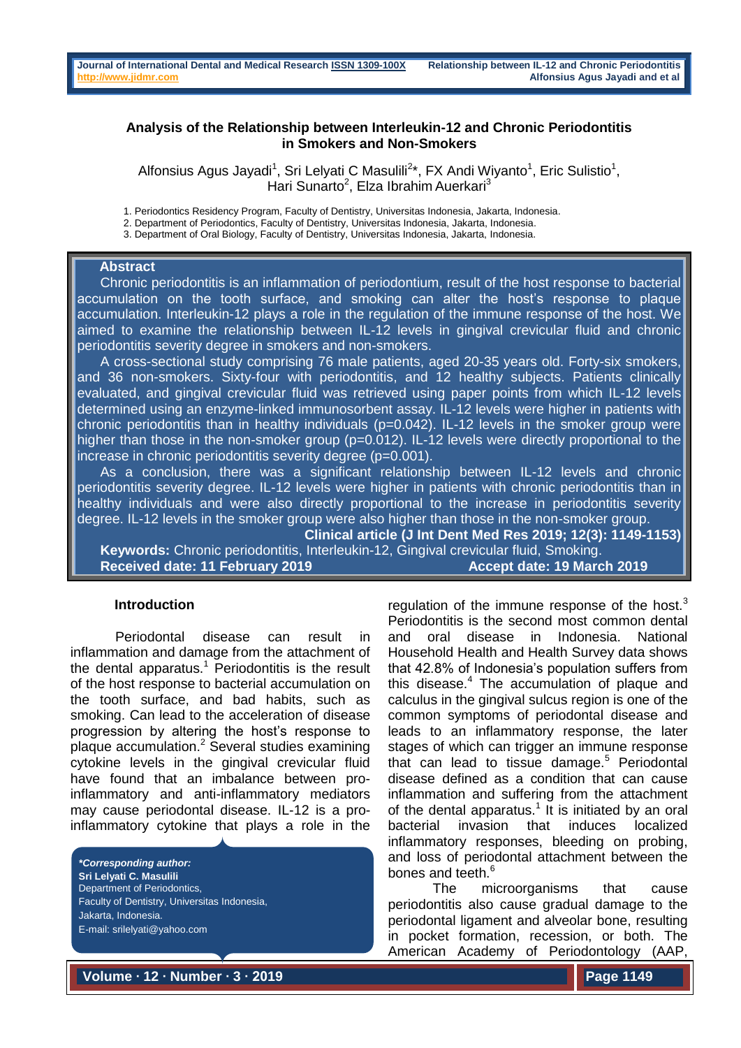# Analysis of the Relationship between Interleukin-12 and Chronic Periodontitis in Smokers and Non-Smokers

Alfonsius Agus Jayadi[1], Sri Lelyati C Masulili[2]*, FX Andi Wiyanto[1], Eric Sulistio[1], Hari Sunarto[2], Elza Ibrahim Auerkari[3]

1. Periodontics Residency Program, Faculty of Dentistry, Universitas Indonesia, Jakarta, Indonesia.
2. Department of Periodontics, Faculty of Dentistry, Universitas Indonesia, Jakarta, Indonesia.
3. Department of Oral Biology, Faculty of Dentistry, Universitas Indonesia, Jakarta, Indonesia.

## Abstract

Chronic periodontitis is an inflammation of periodontium, result of the host response to bacterial accumulation on the tooth surface, and smoking can alter the host's response to plaque accumulation. Interleukin-12 plays a role in the regulation of the immune response of the host. We aimed to examine the relationship between IL-12 levels in gingival crevicular fluid and chronic periodontitis severity degree in smokers and non-smokers.

A cross-sectional study comprising 76 male patients, aged 20-35 years old. Forty-six smokers, and 36 non-smokers. Sixty-four with periodontitis, and 12 healthy subjects. Patients clinically evaluated, and gingival crevicular fluid was retrieved using paper points from which IL-12 levels determined using an enzyme-linked immunosorbent assay. IL-12 levels were higher in patients with chronic periodontitis than in healthy individuals (p=0.042). IL-12 levels in the smoker group were higher than those in the non-smoker group (p=0.012). IL-12 levels were directly proportional to the increase in chronic periodontitis severity degree (p=0.001).

As a conclusion, there was a significant relationship between IL-12 levels and chronic periodontitis severity degree. IL-12 levels were higher in patients with chronic periodontitis than in healthy individuals and were also directly proportional to the increase in periodontitis severity degree. IL-12 levels in the smoker group were also higher than those in the non-smoker group.

**Clinical article (J Int Dent Med Res 2019; 12(3): 1149-1153)**

**Keywords:** Chronic periodontitis, Interleukin-12, Gingival crevicular fluid, Smoking.

**Received date: 11 February 2019** **Accept date: 19 March 2019**

## Introduction

Periodontal disease can result in inflammation and damage from the attachment of the dental apparatus.[1] Periodontitis is the result of the host response to bacterial accumulation on the tooth surface, and bad habits, such as smoking. Can lead to the acceleration of disease progression by altering the host's response to plaque accumulation.[2] Several studies examining cytokine levels in the gingival crevicular fluid have found that an imbalance between pro-inflammatory and anti-inflammatory mediators may cause periodontal disease. IL-12 is a pro-inflammatory cytokine that plays a role in the regulation of the immune response of the host.[3] Periodontitis is the second most common dental and oral disease in Indonesia. National Household Health and Health Survey data shows that 42.8% of Indonesia's population suffers from this disease.[4] The accumulation of plaque and calculus in the gingival sulcus region is one of the common symptoms of periodontal disease and leads to an inflammatory response, the later stages of which can trigger an immune response that can lead to tissue damage.[5] Periodontal disease defined as a condition that can cause inflammation and suffering from the attachment of the dental apparatus.[1] It is initiated by an oral bacterial invasion that induces localized inflammatory responses, bleeding on probing, and loss of periodontal attachment between the bones and teeth.[6]

The microorganisms that cause periodontitis also cause gradual damage to the periodontal ligament and alveolar bone, resulting in pocket formation, recession, or both. The American Academy of Periodontology (AAP,

***Corresponding author:**
**Sri Lelyati C. Masulili**
Department of Periodontics,
Faculty of Dentistry, Universitas Indonesia,
Jakarta, Indonesia.
E-mail: srilelyati@yahoo.com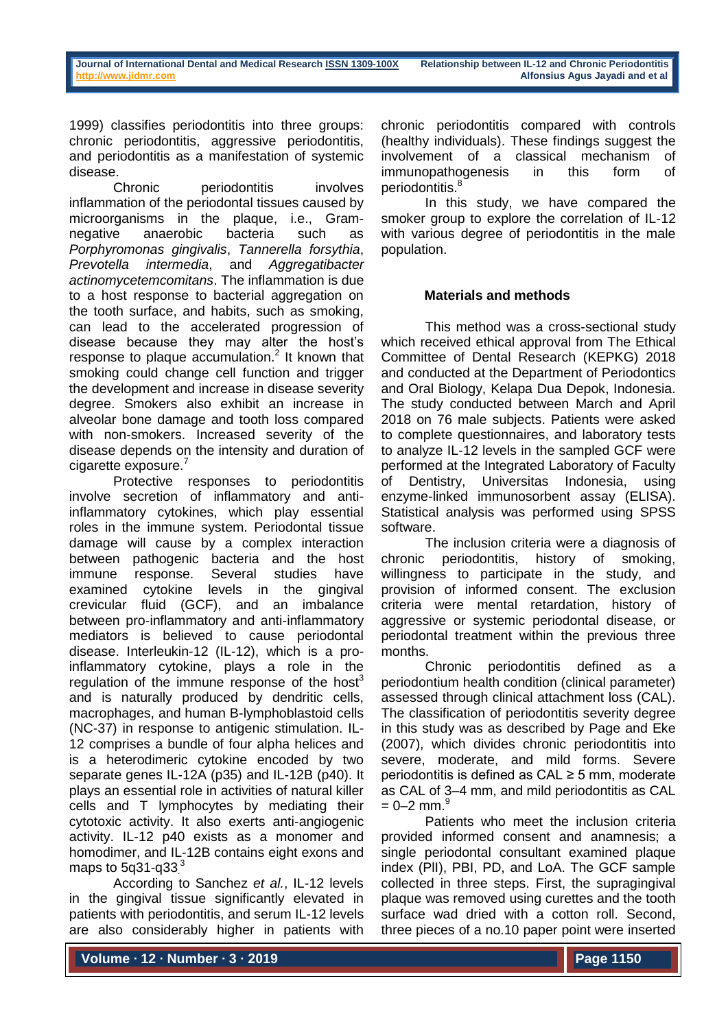1999) classifies periodontitis into three groups: chronic periodontitis, aggressive periodontitis, and periodontitis as a manifestation of systemic disease.

Chronic periodontitis involves inflammation of the periodontal tissues caused by microorganisms in the plaque, i.e., Gram-negative anaerobic bacteria such as *Porphyromonas gingivalis*, *Tannerella forsythia*, *Prevotella intermedia*, and *Aggregatibacter actinomycetemcomitans*. The inflammation is due to a host response to bacterial aggregation on the tooth surface, and habits, such as smoking, can lead to the accelerated progression of disease because they may alter the host's response to plaque accumulation.[2] It known that smoking could change cell function and trigger the development and increase in disease severity degree. Smokers also exhibit an increase in alveolar bone damage and tooth loss compared with non-smokers. Increased severity of the disease depends on the intensity and duration of cigarette exposure.[7]

Protective responses to periodontitis involve secretion of inflammatory and anti-inflammatory cytokines, which play essential roles in the immune system. Periodontal tissue damage will cause by a complex interaction between pathogenic bacteria and the host immune response. Several studies have examined cytokine levels in the gingival crevicular fluid (GCF), and an imbalance between pro-inflammatory and anti-inflammatory mediators is believed to cause periodontal disease. Interleukin-12 (IL-12), which is a pro-inflammatory cytokine, plays a role in the regulation of the immune response of the host[3] and is naturally produced by dendritic cells, macrophages, and human B-lymphoblastoid cells (NC-37) in response to antigenic stimulation. IL-12 comprises a bundle of four alpha helices and is a heterodimeric cytokine encoded by two separate genes IL-12A (p35) and IL-12B (p40). It plays an essential role in activities of natural killer cells and T lymphocytes by mediating their cytotoxic activity. It also exerts anti-angiogenic activity. IL-12 p40 exists as a monomer and homodimer, and IL-12B contains eight exons and maps to 5q31-q33.[3]

According to Sanchez *et al.*, IL-12 levels in the gingival tissue significantly elevated in patients with periodontitis, and serum IL-12 levels are also considerably higher in patients with chronic periodontitis compared with controls (healthy individuals). These findings suggest the involvement of a classical mechanism of immunopathogenesis in this form of periodontitis.[8]

In this study, we have compared the smoker group to explore the correlation of IL-12 with various degree of periodontitis in the male population.

## Materials and methods

This method was a cross-sectional study which received ethical approval from The Ethical Committee of Dental Research (KEPKG) 2018 and conducted at the Department of Periodontics and Oral Biology, Kelapa Dua Depok, Indonesia. The study conducted between March and April 2018 on 76 male subjects. Patients were asked to complete questionnaires, and laboratory tests to analyze IL-12 levels in the sampled GCF were performed at the Integrated Laboratory of Faculty of Dentistry, Universitas Indonesia, using enzyme-linked immunosorbent assay (ELISA). Statistical analysis was performed using SPSS software.

The inclusion criteria were a diagnosis of chronic periodontitis, history of smoking, willingness to participate in the study, and provision of informed consent. The exclusion criteria were mental retardation, history of aggressive or systemic periodontal disease, or periodontal treatment within the previous three months.

Chronic periodontitis defined as a periodontium health condition (clinical parameter) assessed through clinical attachment loss (CAL). The classification of periodontitis severity degree in this study was as described by Page and Eke (2007), which divides chronic periodontitis into severe, moderate, and mild forms. Severe periodontitis is defined as CAL ≥ 5 mm, moderate as CAL of 3–4 mm, and mild periodontitis as CAL = 0–2 mm.[9]

Patients who meet the inclusion criteria provided informed consent and anamnesis; a single periodontal consultant examined plaque index (PlI), PBI, PD, and LoA. The GCF sample collected in three steps. First, the supragingival plaque was removed using curettes and the tooth surface wad dried with a cotton roll. Second, three pieces of a no.10 paper point were inserted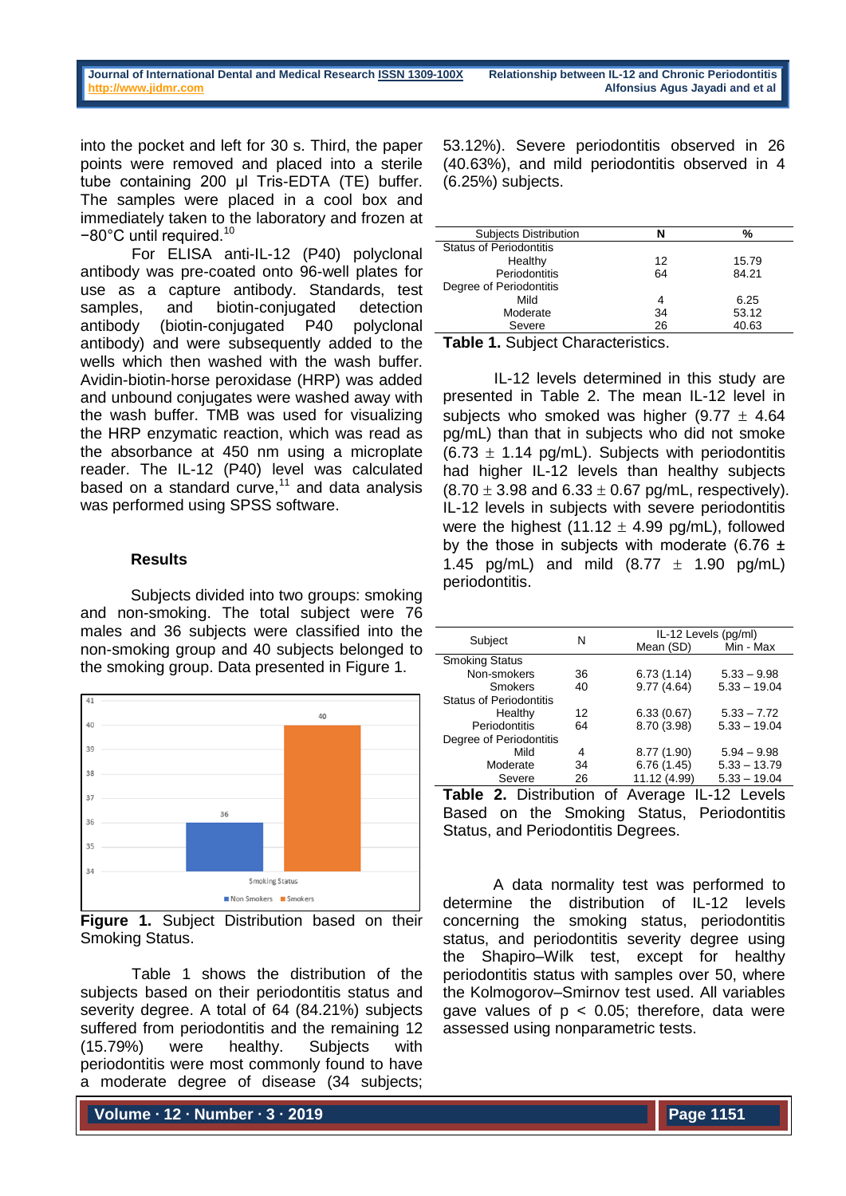into the pocket and left for 30 s. Third, the paper points were removed and placed into a sterile tube containing 200 µl Tris-EDTA (TE) buffer. The samples were placed in a cool box and immediately taken to the laboratory and frozen at −80°C until required.[10]

For ELISA anti-IL-12 (P40) polyclonal antibody was pre-coated onto 96-well plates for use as a capture antibody. Standards, test samples, and biotin-conjugated detection antibody (biotin-conjugated P40 polyclonal antibody) and were subsequently added to the wells which then washed with the wash buffer. Avidin-biotin-horse peroxidase (HRP) was added and unbound conjugates were washed away with the wash buffer. TMB was used for visualizing the HRP enzymatic reaction, which was read as the absorbance at 450 nm using a microplate reader. The IL-12 (P40) level was calculated based on a standard curve,[11] and data analysis was performed using SPSS software.

## Results

Subjects divided into two groups: smoking and non-smoking. The total subject were 76 males and 36 subjects were classified into the non-smoking group and 40 subjects belonged to the smoking group. Data presented in Figure 1.

**Figure 1.** Subject Distribution based on their Smoking Status.

Table 1 shows the distribution of the subjects based on their periodontitis status and severity degree. A total of 64 (84.21%) subjects suffered from periodontitis and the remaining 12 (15.79%) were healthy. Subjects with periodontitis were most commonly found to have a moderate degree of disease (34 subjects; 53.12%). Severe periodontitis observed in 26 (40.63%), and mild periodontitis observed in 4 (6.25%) subjects.

| Subjects Distribution | N | % |
|---|---|---|
| Status of Periodontitis | | |
| Healthy | 12 | 15.79 |
| Periodontitis | 64 | 84.21 |
| Degree of Periodontitis | | |
| Mild | 4 | 6.25 |
| Moderate | 34 | 53.12 |
| Severe | 26 | 40.63 |

**Table 1.** Subject Characteristics.

IL-12 levels determined in this study are presented in Table 2. The mean IL-12 level in subjects who smoked was higher (9.77 ± 4.64 pg/mL) than that in subjects who did not smoke (6.73 ± 1.14 pg/mL). Subjects with periodontitis had higher IL-12 levels than healthy subjects (8.70 ± 3.98 and 6.33 ± 0.67 pg/mL, respectively). IL-12 levels in subjects with severe periodontitis were the highest (11.12 ± 4.99 pg/mL), followed by the those in subjects with moderate (6.76 ± 1.45 pg/mL) and mild (8.77 ± 1.90 pg/mL) periodontitis.

| Subject | N | IL-12 Levels (pg/ml) Mean (SD) | Min - Max |
|---|---|---|---|
| Smoking Status | | | |
| Non-smokers | 36 | 6.73 (1.14) | 5.33 – 9.98 |
| Smokers | 40 | 9.77 (4.64) | 5.33 – 19.04 |
| Status of Periodontitis | | | |
| Healthy | 12 | 6.33 (0.67) | 5.33 – 7.72 |
| Periodontitis | 64 | 8.70 (3.98) | 5.33 – 19.04 |
| Degree of Periodontitis | | | |
| Mild | 4 | 8.77 (1.90) | 5.94 – 9.98 |
| Moderate | 34 | 6.76 (1.45) | 5.33 – 13.79 |
| Severe | 26 | 11.12 (4.99) | 5.33 – 19.04 |

**Table 2.** Distribution of Average IL-12 Levels Based on the Smoking Status, Periodontitis Status, and Periodontitis Degrees.

A data normality test was performed to determine the distribution of IL-12 levels concerning the smoking status, periodontitis status, and periodontitis severity degree using the Shapiro–Wilk test, except for healthy periodontitis status with samples over 50, where the Kolmogorov–Smirnov test used. All variables gave values of $p < 0.05$; therefore, data were assessed using nonparametric tests.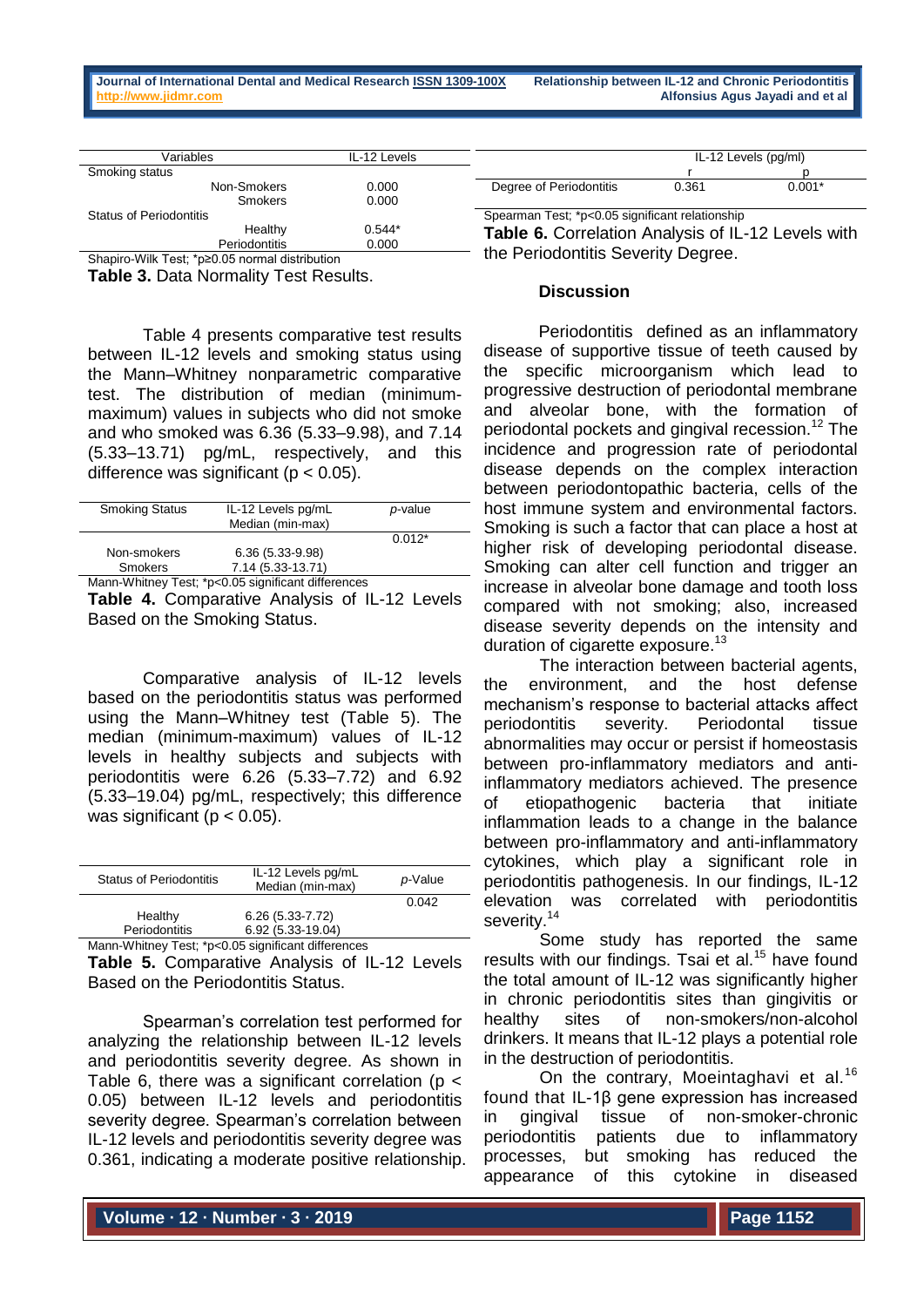| Variables | IL-12 Levels |
| --- | --- |
| Smoking status | |
| Non-Smokers | 0.000 |
| Smokers | 0.000 |
| Status of Periodontitis | |
| Healthy | 0.544* |
| Periodontitis | 0.000 |

Shapiro-Wilk Test; *p≥0.05 normal distribution

**Table 3.** Data Normality Test Results.

Table 4 presents comparative test results between IL-12 levels and smoking status using the Mann–Whitney nonparametric comparative test. The distribution of median (minimum-maximum) values in subjects who did not smoke and who smoked was 6.36 (5.33–9.98), and 7.14 (5.33–13.71) pg/mL, respectively, and this difference was significant ($p < 0.05$).

| Smoking Status | IL-12 Levels pg/mL Median (min-max) | *p*-value |
| --- | --- | --- |
| | | 0.012* |
| Non-smokers | 6.36 (5.33-9.98) | |
| Smokers | 7.14 (5.33-13.71) | |

Mann-Whitney Test; *p<0.05 significant differences

**Table 4.** Comparative Analysis of IL-12 Levels Based on the Smoking Status.

Comparative analysis of IL-12 levels based on the periodontitis status was performed using the Mann–Whitney test (Table 5). The median (minimum-maximum) values of IL-12 levels in healthy subjects and subjects with periodontitis were 6.26 (5.33–7.72) and 6.92 (5.33–19.04) pg/mL, respectively; this difference was significant ($p < 0.05$).

| Status of Periodontitis | IL-12 Levels pg/mL Median (min-max) | *p*-Value |
| --- | --- | --- |
| | | 0.042 |
| Healthy | 6.26 (5.33-7.72) | |
| Periodontitis | 6.92 (5.33-19.04) | |

Mann-Whitney Test; *p<0.05 significant differences

**Table 5.** Comparative Analysis of IL-12 Levels Based on the Periodontitis Status.

Spearman's correlation test performed for analyzing the relationship between IL-12 levels and periodontitis severity degree. As shown in Table 6, there was a significant correlation ($p < 0.05$) between IL-12 levels and periodontitis severity degree. Spearman's correlation between IL-12 levels and periodontitis severity degree was 0.361, indicating a moderate positive relationship.

| | IL-12 Levels (pg/ml) | |
| --- | --- | --- |
| | r | p |
| Degree of Periodontitis | 0.361 | 0.001* |

Spearman Test; *p<0.05 significant relationship

**Table 6.** Correlation Analysis of IL-12 Levels with the Periodontitis Severity Degree.

## Discussion

Periodontitis defined as an inflammatory disease of supportive tissue of teeth caused by the specific microorganism which lead to progressive destruction of periodontal membrane and alveolar bone, with the formation of periodontal pockets and gingival recession.[12] The incidence and progression rate of periodontal disease depends on the complex interaction between periodontopathic bacteria, cells of the host immune system and environmental factors. Smoking is such a factor that can place a host at higher risk of developing periodontal disease. Smoking can alter cell function and trigger an increase in alveolar bone damage and tooth loss compared with not smoking; also, increased disease severity depends on the intensity and duration of cigarette exposure.[13]

The interaction between bacterial agents, the environment, and the host defense mechanism's response to bacterial attacks affect periodontitis severity. Periodontal tissue abnormalities may occur or persist if homeostasis between pro-inflammatory mediators and anti-inflammatory mediators achieved. The presence of etiopathogenic bacteria that initiate inflammation leads to a change in the balance between pro-inflammatory and anti-inflammatory cytokines, which play a significant role in periodontitis pathogenesis. In our findings, IL-12 elevation was correlated with periodontitis severity.[14]

Some study has reported the same results with our findings. Tsai et al.[15] have found the total amount of IL-12 was significantly higher in chronic periodontitis sites than gingivitis or healthy sites of non-smokers/non-alcohol drinkers. It means that IL-12 plays a potential role in the destruction of periodontitis.

On the contrary, Moeintaghavi et al.[16] found that IL-1β gene expression has increased in gingival tissue of non-smoker-chronic periodontitis patients due to inflammatory processes, but smoking has reduced the appearance of this cytokine in diseased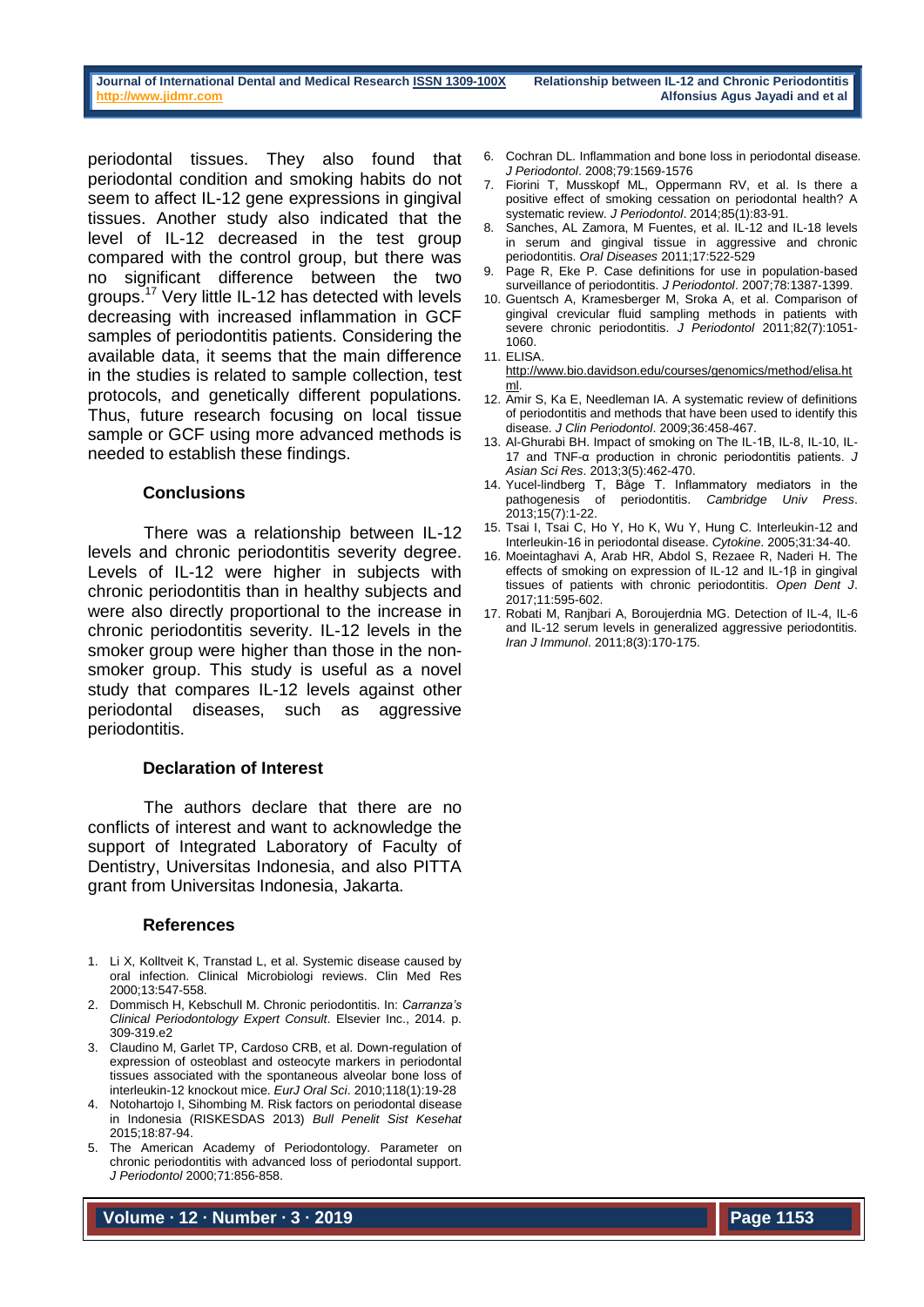periodontal tissues. They also found that periodontal condition and smoking habits do not seem to affect IL-12 gene expressions in gingival tissues. Another study also indicated that the level of IL-12 decreased in the test group compared with the control group, but there was no significant difference between the two groups.[17] Very little IL-12 has detected with levels decreasing with increased inflammation in GCF samples of periodontitis patients. Considering the available data, it seems that the main difference in the studies is related to sample collection, test protocols, and genetically different populations. Thus, future research focusing on local tissue sample or GCF using more advanced methods is needed to establish these findings.

## Conclusions

There was a relationship between IL-12 levels and chronic periodontitis severity degree. Levels of IL-12 were higher in subjects with chronic periodontitis than in healthy subjects and were also directly proportional to the increase in chronic periodontitis severity. IL-12 levels in the smoker group were higher than those in the non-smoker group. This study is useful as a novel study that compares IL-12 levels against other periodontal diseases, such as aggressive periodontitis.

## Declaration of Interest

The authors declare that there are no conflicts of interest and want to acknowledge the support of Integrated Laboratory of Faculty of Dentistry, Universitas Indonesia, and also PITTA grant from Universitas Indonesia, Jakarta.

## References

1. Li X, Kolltveit K, Transtad L, et al. Systemic disease caused by oral infection. Clinical Microbiologi reviews. Clin Med Res 2000;13:547-558.
2. Dommisch H, Kebschull M. Chronic periodontitis. In: *Carranza's Clinical Periodontology Expert Consult*. Elsevier Inc., 2014. p. 309-319.e2
3. Claudino M, Garlet TP, Cardoso CRB, et al. Down-regulation of expression of osteoblast and osteocyte markers in periodontal tissues associated with the spontaneous alveolar bone loss of interleukin-12 knockout mice. *EurJ Oral Sci*. 2010;118(1):19-28
4. Notohartojo I, Sihombing M. Risk factors on periodontal disease in Indonesia (RISKESDAS 2013) *Bull Penelit Sist Kesehat* 2015;18:87-94.
5. The American Academy of Periodontology. Parameter on chronic periodontitis with advanced loss of periodontal support. *J Periodontol* 2000;71:856-858.
6. Cochran DL. Inflammation and bone loss in periodontal disease. *J Periodontol*. 2008;79:1569-1576
7. Fiorini T, Musskopf ML, Oppermann RV, et al. Is there a positive effect of smoking cessation on periodontal health? A systematic review. *J Periodontol*. 2014;85(1):83-91.
8. Sanches, AL Zamora, M Fuentes, et al. IL-12 and IL-18 levels in serum and gingival tissue in aggressive and chronic periodontitis. *Oral Diseases* 2011;17:522-529
9. Page R, Eke P. Case definitions for use in population-based surveillance of periodontitis. *J Periodontol*. 2007;78:1387-1399.
10. Guentsch A, Kramesberger M, Sroka A, et al. Comparison of gingival crevicular fluid sampling methods in patients with severe chronic periodontitis. *J Periodontol* 2011;82(7):1051-1060.
11. ELISA. http://www.bio.davidson.edu/courses/genomics/method/elisa.html.
12. Amir S, Ka E, Needleman IA. A systematic review of definitions of periodontitis and methods that have been used to identify this disease. *J Clin Periodontol*. 2009;36:458-467.
13. Al-Ghurabi BH. Impact of smoking on The IL-1B, IL-8, IL-10, IL-17 and TNF-α production in chronic periodontitis patients. *J Asian Sci Res*. 2013;3(5):462-470.
14. Yucel-lindberg T, Båge T. Inflammatory mediators in the pathogenesis of periodontitis. *Cambridge Univ Press*. 2013;15(7):1-22.
15. Tsai I, Tsai C, Ho Y, Ho K, Wu Y, Hung C. Interleukin-12 and Interleukin-16 in periodontal disease. *Cytokine*. 2005;31:34-40.
16. Moeintaghavi A, Arab HR, Abdol S, Rezaee R, Naderi H. The effects of smoking on expression of IL-12 and IL-1β in gingival tissues of patients with chronic periodontitis. *Open Dent J*. 2017;11:595-602.
17. Robati M, Ranjbari A, Boroujerdnia MG. Detection of IL-4, IL-6 and IL-12 serum levels in generalized aggressive periodontitis. *Iran J Immunol*. 2011;8(3):170-175.